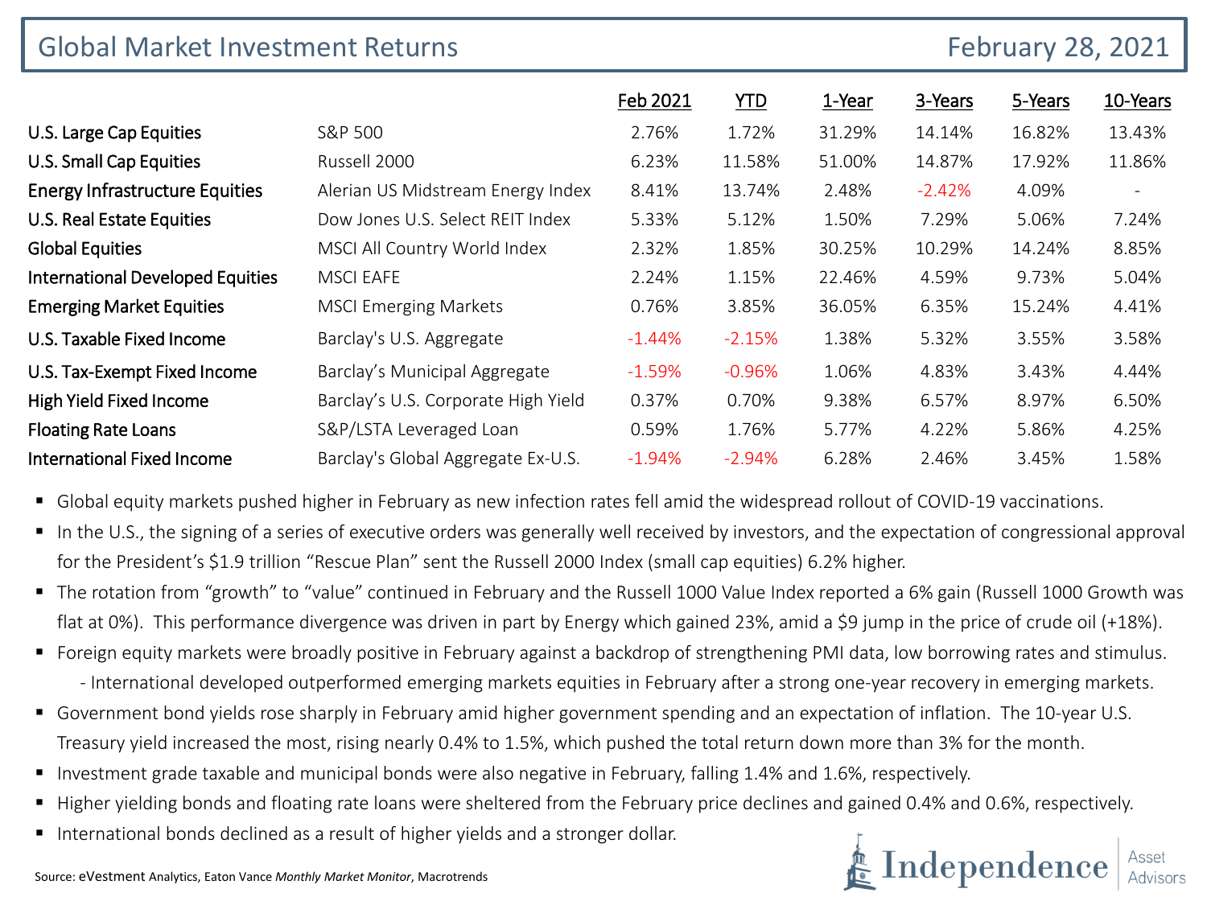# Global Market Investment Returns

February 28, 2021

| | | Feb 2021 | YTD | 1-Year | 3-Years | 5-Years | 10-Years |
|---|---|---|---|---|---|---|---|
| U.S. Large Cap Equities | S&P 500 | 2.76% | 1.72% | 31.29% | 14.14% | 16.82% | 13.43% |
| U.S. Small Cap Equities | Russell 2000 | 6.23% | 11.58% | 51.00% | 14.87% | 17.92% | 11.86% |
| Energy Infrastructure Equities | Alerian US Midstream Energy Index | 8.41% | 13.74% | 2.48% | -2.42% | 4.09% | - |
| U.S. Real Estate Equities | Dow Jones U.S. Select REIT Index | 5.33% | 5.12% | 1.50% | 7.29% | 5.06% | 7.24% |
| Global Equities | MSCI All Country World Index | 2.32% | 1.85% | 30.25% | 10.29% | 14.24% | 8.85% |
| International Developed Equities | MSCI EAFE | 2.24% | 1.15% | 22.46% | 4.59% | 9.73% | 5.04% |
| Emerging Market Equities | MSCI Emerging Markets | 0.76% | 3.85% | 36.05% | 6.35% | 15.24% | 4.41% |
| U.S. Taxable Fixed Income | Barclay's U.S. Aggregate | -1.44% | -2.15% | 1.38% | 5.32% | 3.55% | 3.58% |
| U.S. Tax-Exempt Fixed Income | Barclay's Municipal Aggregate | -1.59% | -0.96% | 1.06% | 4.83% | 3.43% | 4.44% |
| High Yield Fixed Income | Barclay's U.S. Corporate High Yield | 0.37% | 0.70% | 9.38% | 6.57% | 8.97% | 6.50% |
| Floating Rate Loans | S&P/LSTA Leveraged Loan | 0.59% | 1.76% | 5.77% | 4.22% | 5.86% | 4.25% |
| International Fixed Income | Barclay's Global Aggregate Ex-U.S. | -1.94% | -2.94% | 6.28% | 2.46% | 3.45% | 1.58% |

- Global equity markets pushed higher in February as new infection rates fell amid the widespread rollout of COVID-19 vaccinations.
- In the U.S., the signing of a series of executive orders was generally well received by investors, and the expectation of congressional approval for the President's $1.9 trillion "Rescue Plan" sent the Russell 2000 Index (small cap equities) 6.2% higher.
- The rotation from "growth" to "value" continued in February and the Russell 1000 Value Index reported a 6% gain (Russell 1000 Growth was flat at 0%). This performance divergence was driven in part by Energy which gained 23%, amid a $9 jump in the price of crude oil (+18%).
- Foreign equity markets were broadly positive in February against a backdrop of strengthening PMI data, low borrowing rates and stimulus.
  - International developed outperformed emerging markets equities in February after a strong one-year recovery in emerging markets.
- Government bond yields rose sharply in February amid higher government spending and an expectation of inflation. The 10-year U.S. Treasury yield increased the most, rising nearly 0.4% to 1.5%, which pushed the total return down more than 3% for the month.
- Investment grade taxable and municipal bonds were also negative in February, falling 1.4% and 1.6%, respectively.
- Higher yielding bonds and floating rate loans were sheltered from the February price declines and gained 0.4% and 0.6%, respectively.
- International bonds declined as a result of higher yields and a stronger dollar.

Source: eVestment Analytics, Eaton Vance *Monthly Market Monitor*, Macrotrends

Independence Asset Advisors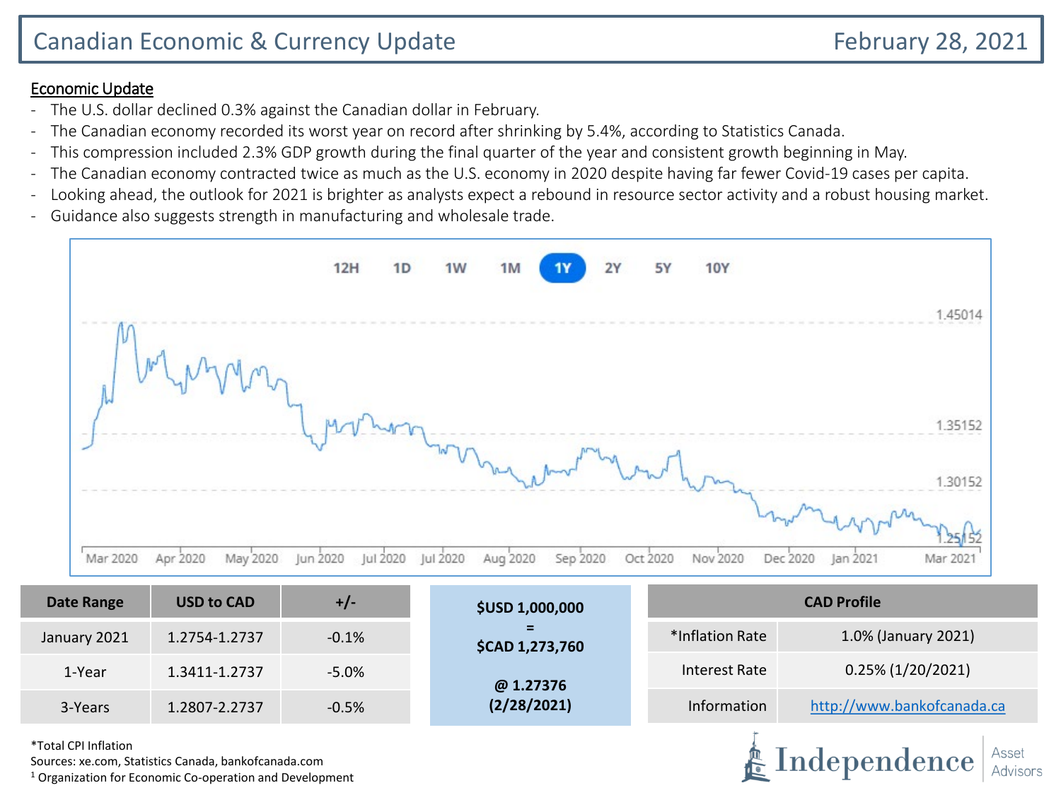# Canadian Economic & Currency Update

February 28, 2021

## Economic Update

- The U.S. dollar declined 0.3% against the Canadian dollar in February.
- The Canadian economy recorded its worst year on record after shrinking by 5.4%, according to Statistics Canada.
- This compression included 2.3% GDP growth during the final quarter of the year and consistent growth beginning in May.
- The Canadian economy contracted twice as much as the U.S. economy in 2020 despite having far fewer Covid-19 cases per capita.
- Looking ahead, the outlook for 2021 is brighter as analysts expect a rebound in resource sector activity and a robust housing market.
- Guidance also suggests strength in manufacturing and wholesale trade.

12H 1D 1W 1M 1Y 2Y 5Y 10Y

1.45014
1.35152
1.30152
1.25152

Mar 2020 Apr 2020 May 2020 Jun 2020 Jul 2020 Jul 2020 Aug 2020 Sep 2020 Oct 2020 Nov 2020 Dec 2020 Jan 2021 Mar 2021

| Date Range | USD to CAD | +/- |
|---|---|---|
| January 2021 | 1.2754-1.2737 | -0.1% |
| 1-Year | 1.3411-1.2737 | -5.0% |
| 3-Years | 1.2807-2.2737 | -0.5% |

**$USD 1,000,000**
**=**
**$CAD 1,273,760**

**@ 1.27376**
**(2/28/2021)**

| CAD Profile | |
|---|---|
| *Inflation Rate | 1.0% (January 2021) |
| Interest Rate | 0.25% (1/20/2021) |
| Information | http://www.bankofcanada.ca |

*Total CPI Inflation
Sources: xe.com, Statistics Canada, bankofcanada.com
[1] Organization for Economic Co-operation and Development

Independence Asset Advisors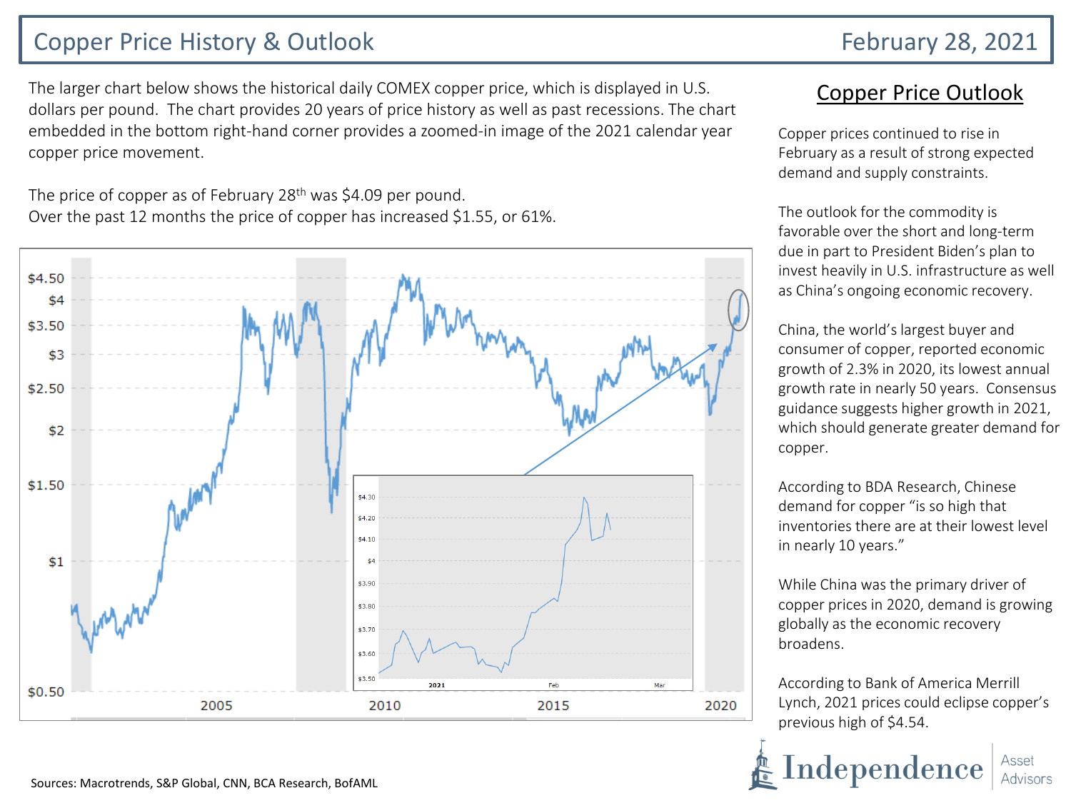# Copper Price History & Outlook

February 28, 2021

The larger chart below shows the historical daily COMEX copper price, which is displayed in U.S. dollars per pound. The chart provides 20 years of price history as well as past recessions. The chart embedded in the bottom right-hand corner provides a zoomed-in image of the 2021 calendar year copper price movement.

The price of copper as of February 28th was $4.09 per pound.
Over the past 12 months the price of copper has increased $1.55, or 61%.

## Copper Price Outlook

Copper prices continued to rise in February as a result of strong expected demand and supply constraints.

The outlook for the commodity is favorable over the short and long-term due in part to President Biden's plan to invest heavily in U.S. infrastructure as well as China's ongoing economic recovery.

China, the world's largest buyer and consumer of copper, reported economic growth of 2.3% in 2020, its lowest annual growth rate in nearly 50 years. Consensus guidance suggests higher growth in 2021, which should generate greater demand for copper.

According to BDA Research, Chinese demand for copper "is so high that inventories there are at their lowest level in nearly 10 years."

While China was the primary driver of copper prices in 2020, demand is growing globally as the economic recovery broadens.

According to Bank of America Merrill Lynch, 2021 prices could eclipse copper's previous high of $4.54.

Sources: Macrotrends, S&P Global, CNN, BCA Research, BofAML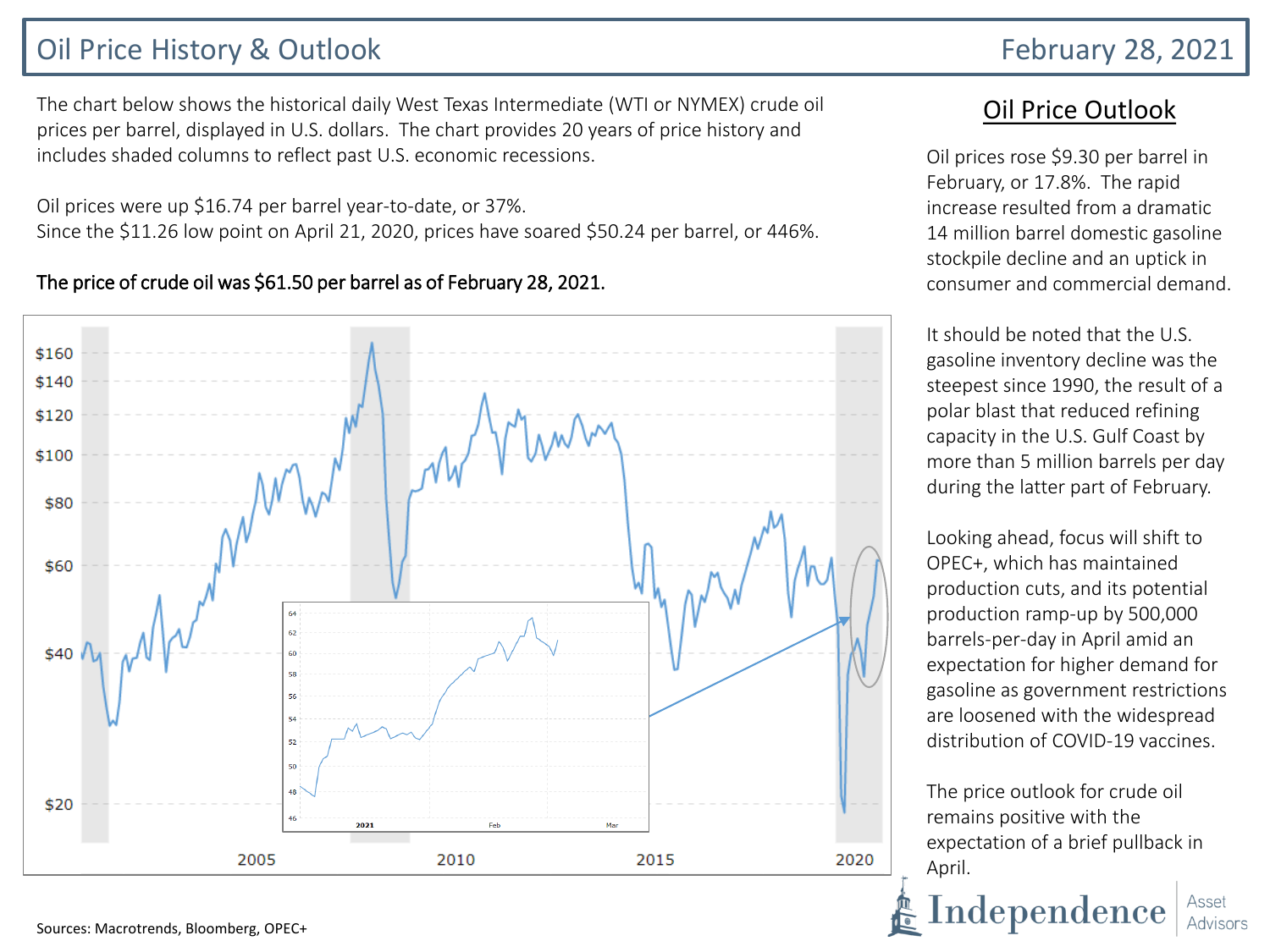# Oil Price History & Outlook

February 28, 2021

The chart below shows the historical daily West Texas Intermediate (WTI or NYMEX) crude oil prices per barrel, displayed in U.S. dollars. The chart provides 20 years of price history and includes shaded columns to reflect past U.S. economic recessions.

Oil prices were up $16.74 per barrel year-to-date, or 37%.
Since the $11.26 low point on April 21, 2020, prices have soared $50.24 per barrel, or 446%.

**The price of crude oil was $61.50 per barrel as of February 28, 2021.**

$160
$140
$120
$100
$80
$60
$40
$20
2005
2010
2015
2020

64
62
60
58
56
54
52
50
48
46
2021
Feb
Mar

## Oil Price Outlook

Oil prices rose $9.30 per barrel in February, or 17.8%. The rapid increase resulted from a dramatic 14 million barrel domestic gasoline stockpile decline and an uptick in consumer and commercial demand.

It should be noted that the U.S. gasoline inventory decline was the steepest since 1990, the result of a polar blast that reduced refining capacity in the U.S. Gulf Coast by more than 5 million barrels per day during the latter part of February.

Looking ahead, focus will shift to OPEC+, which has maintained production cuts, and its potential production ramp-up by 500,000 barrels-per-day in April amid an expectation for higher demand for gasoline as government restrictions are loosened with the widespread distribution of COVID-19 vaccines.

The price outlook for crude oil remains positive with the expectation of a brief pullback in April.

Sources: Macrotrends, Bloomberg, OPEC+

Independence Asset Advisors